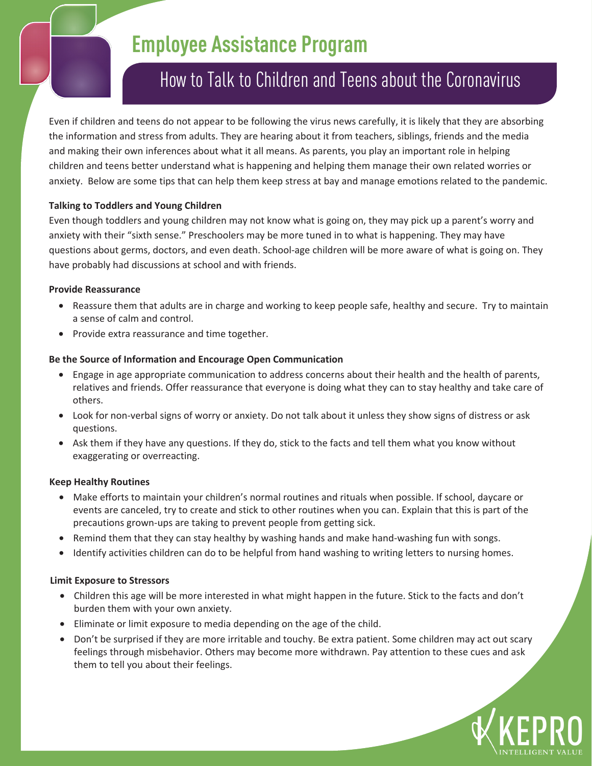# Employee Assistance Program

## How to Talk to Children and Teens about the Coronavirus

Even if children and teens do not appear to be following the virus news carefully, it is likely that they are absorbing the information and stress from adults. They are hearing about it from teachers, siblings, friends and the media and making their own inferences about what it all means. As parents, you play an important role in helping children and teens better understand what is happening and helping them manage their own related worries or anxiety. Below are some tips that can help them keep stress at bay and manage emotions related to the pandemic.

**Talking to Toddlers and Young Children**

Even though toddlers and young children may not know what is going on, they may pick up a parent's worry and anxiety with their "sixth sense." Preschoolers may be more tuned in to what is happening. They may have questions about germs, doctors, and even death. School-age children will be more aware of what is going on. They have probably had discussions at school and with friends.

**Provide Reassurance**

- Reassure them that adults are in charge and working to keep people safe, healthy and secure. Try to maintain a sense of calm and control.
- Provide extra reassurance and time together.

**Be the Source of Information and Encourage Open Communication**

- Engage in age appropriate communication to address concerns about their health and the health of parents, relatives and friends. Offer reassurance that everyone is doing what they can to stay healthy and take care of others.
- Look for non-verbal signs of worry or anxiety. Do not talk about it unless they show signs of distress or ask questions.
- Ask them if they have any questions. If they do, stick to the facts and tell them what you know without exaggerating or overreacting.

**Keep Healthy Routines**

- Make efforts to maintain your children's normal routines and rituals when possible. If school, daycare or events are canceled, try to create and stick to other routines when you can. Explain that this is part of the precautions grown-ups are taking to prevent people from getting sick.
- Remind them that they can stay healthy by washing hands and make hand-washing fun with songs.
- Identify activities children can do to be helpful from hand washing to writing letters to nursing homes.

**Limit Exposure to Stressors**

- Children this age will be more interested in what might happen in the future. Stick to the facts and don't burden them with your own anxiety.
- Eliminate or limit exposure to media depending on the age of the child.
- Don't be surprised if they are more irritable and touchy. Be extra patient. Some children may act out scary feelings through misbehavior. Others may become more withdrawn. Pay attention to these cues and ask them to tell you about their feelings.

KEPRO
INTELLIGENT VALUE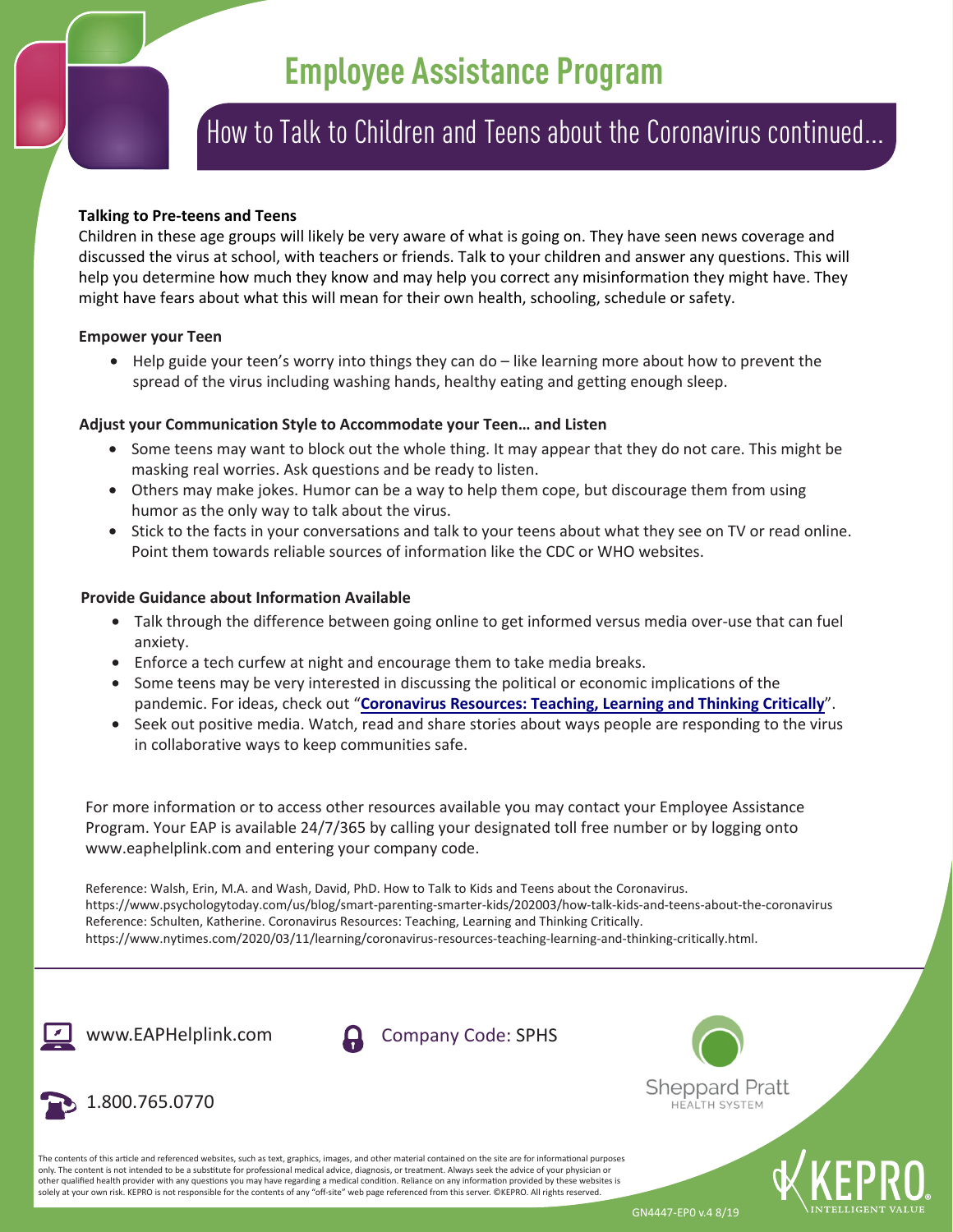# Employee Assistance Program

## How to Talk to Children and Teens about the Coronavirus continued...

**Talking to Pre-teens and Teens**

Children in these age groups will likely be very aware of what is going on. They have seen news coverage and discussed the virus at school, with teachers or friends. Talk to your children and answer any questions. This will help you determine how much they know and may help you correct any misinformation they might have. They might have fears about what this will mean for their own health, schooling, schedule or safety.

**Empower your Teen**

- Help guide your teen's worry into things they can do – like learning more about how to prevent the spread of the virus including washing hands, healthy eating and getting enough sleep.

**Adjust your Communication Style to Accommodate your Teen… and Listen**

- Some teens may want to block out the whole thing. It may appear that they do not care. This might be masking real worries. Ask questions and be ready to listen.
- Others may make jokes. Humor can be a way to help them cope, but discourage them from using humor as the only way to talk about the virus.
- Stick to the facts in your conversations and talk to your teens about what they see on TV or read online. Point them towards reliable sources of information like the CDC or WHO websites.

**Provide Guidance about Information Available**

- Talk through the difference between going online to get informed versus media over-use that can fuel anxiety.
- Enforce a tech curfew at night and encourage them to take media breaks.
- Some teens may be very interested in discussing the political or economic implications of the pandemic. For ideas, check out "**Coronavirus Resources: Teaching, Learning and Thinking Critically**".
- Seek out positive media. Watch, read and share stories about ways people are responding to the virus in collaborative ways to keep communities safe.

For more information or to access other resources available you may contact your Employee Assistance Program. Your EAP is available 24/7/365 by calling your designated toll free number or by logging onto www.eaphelplink.com and entering your company code.

Reference: Walsh, Erin, M.A. and Wash, David, PhD. How to Talk to Kids and Teens about the Coronavirus. https://www.psychologytoday.com/us/blog/smart-parenting-smarter-kids/202003/how-talk-kids-and-teens-about-the-coronavirus
Reference: Schulten, Katherine. Coronavirus Resources: Teaching, Learning and Thinking Critically. https://www.nytimes.com/2020/03/11/learning/coronavirus-resources-teaching-learning-and-thinking-critically.html.

www.EAPHelplink.com

Company Code: SPHS

1.800.765.0770

Sheppard Pratt HEALTH SYSTEM

The contents of this article and referenced websites, such as text, graphics, images, and other material contained on the site are for informational purposes only. The content is not intended to be a substitute for professional medical advice, diagnosis, or treatment. Always seek the advice of your physician or other qualified health provider with any questions you may have regarding a medical condition. Reliance on any information provided by these websites is solely at your own risk. KEPRO is not responsible for the contents of any "off-site" web page referenced from this server. ©KEPRO. All rights reserved.

KEPRO INTELLIGENT VALUE

GN4447-EP0 v.4 8/19